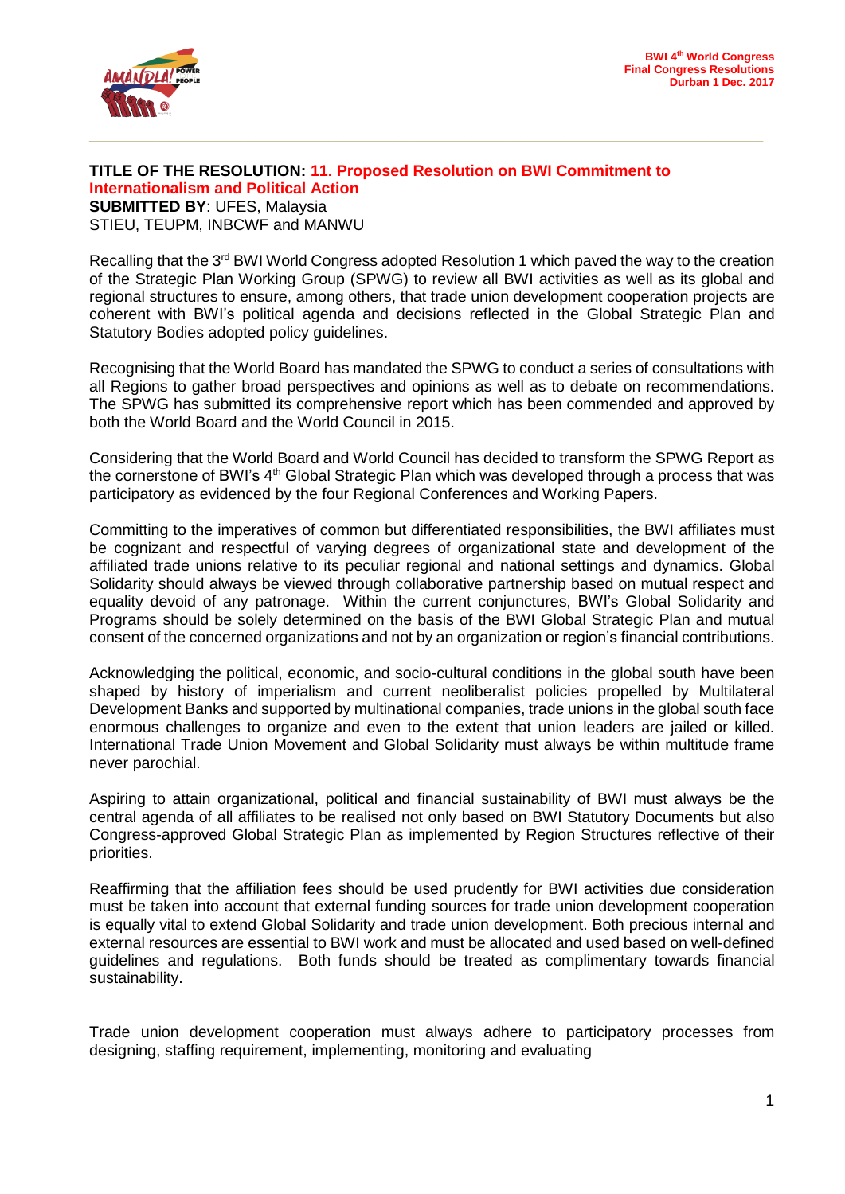**TITLE OF THE RESOLUTION: 11. Proposed Resolution on BWI Commitment to Internationalism and Political Action**

**SUBMITTED BY**: UFES, Malaysia
STIEU, TEUPM, INBCWF and MANWU

Recalling that the 3rd BWI World Congress adopted Resolution 1 which paved the way to the creation of the Strategic Plan Working Group (SPWG) to review all BWI activities as well as its global and regional structures to ensure, among others, that trade union development cooperation projects are coherent with BWI's political agenda and decisions reflected in the Global Strategic Plan and Statutory Bodies adopted policy guidelines.

Recognising that the World Board has mandated the SPWG to conduct a series of consultations with all Regions to gather broad perspectives and opinions as well as to debate on recommendations. The SPWG has submitted its comprehensive report which has been commended and approved by both the World Board and the World Council in 2015.

Considering that the World Board and World Council has decided to transform the SPWG Report as the cornerstone of BWI's 4th Global Strategic Plan which was developed through a process that was participatory as evidenced by the four Regional Conferences and Working Papers.

Committing to the imperatives of common but differentiated responsibilities, the BWI affiliates must be cognizant and respectful of varying degrees of organizational state and development of the affiliated trade unions relative to its peculiar regional and national settings and dynamics. Global Solidarity should always be viewed through collaborative partnership based on mutual respect and equality devoid of any patronage. Within the current conjunctures, BWI's Global Solidarity and Programs should be solely determined on the basis of the BWI Global Strategic Plan and mutual consent of the concerned organizations and not by an organization or region's financial contributions.

Acknowledging the political, economic, and socio-cultural conditions in the global south have been shaped by history of imperialism and current neoliberalist policies propelled by Multilateral Development Banks and supported by multinational companies, trade unions in the global south face enormous challenges to organize and even to the extent that union leaders are jailed or killed. International Trade Union Movement and Global Solidarity must always be within multitude frame never parochial.

Aspiring to attain organizational, political and financial sustainability of BWI must always be the central agenda of all affiliates to be realised not only based on BWI Statutory Documents but also Congress-approved Global Strategic Plan as implemented by Region Structures reflective of their priorities.

Reaffirming that the affiliation fees should be used prudently for BWI activities due consideration must be taken into account that external funding sources for trade union development cooperation is equally vital to extend Global Solidarity and trade union development. Both precious internal and external resources are essential to BWI work and must be allocated and used based on well-defined guidelines and regulations. Both funds should be treated as complimentary towards financial sustainability.

Trade union development cooperation must always adhere to participatory processes from designing, staffing requirement, implementing, monitoring and evaluating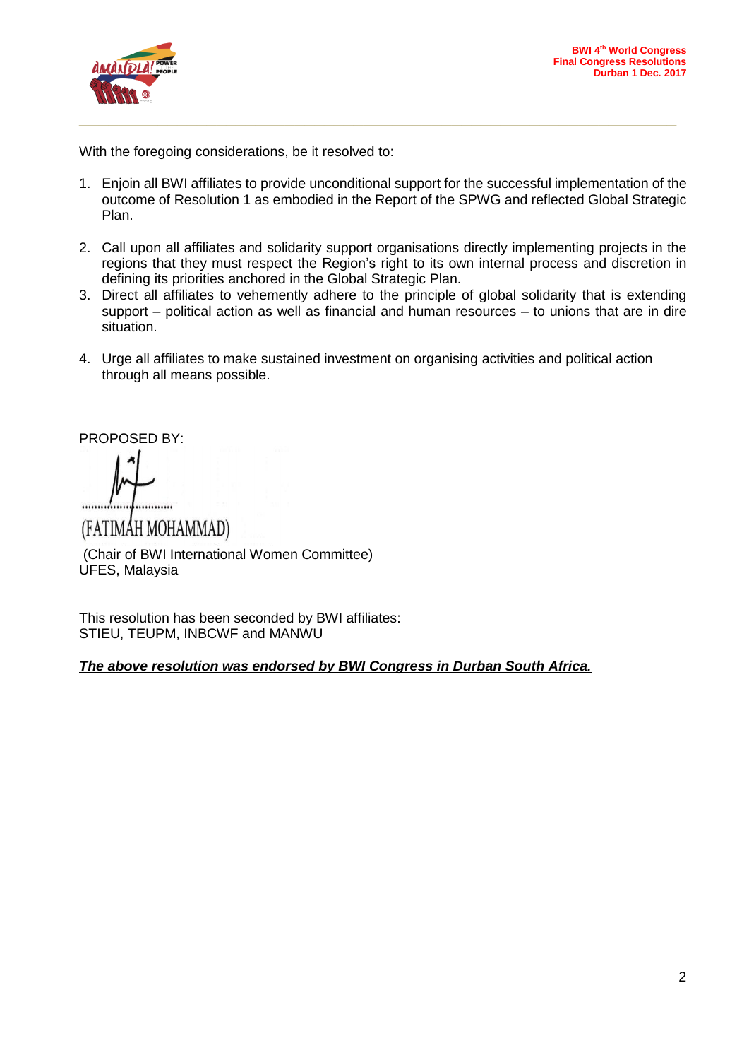With the foregoing considerations, be it resolved to:

1. Enjoin all BWI affiliates to provide unconditional support for the successful implementation of the outcome of Resolution 1 as embodied in the Report of the SPWG and reflected Global Strategic Plan.

2. Call upon all affiliates and solidarity support organisations directly implementing projects in the regions that they must respect the Region's right to its own internal process and discretion in defining its priorities anchored in the Global Strategic Plan.
3. Direct all affiliates to vehemently adhere to the principle of global solidarity that is extending support – political action as well as financial and human resources – to unions that are in dire situation.

4. Urge all affiliates to make sustained investment on organising activities and political action through all means possible.

PROPOSED BY:

..............................

(FATIMAH MOHAMMAD)

(Chair of BWI International Women Committee)
UFES, Malaysia

This resolution has been seconded by BWI affiliates:
STIEU, TEUPM, INBCWF and MANWU

***The above resolution was endorsed by BWI Congress in Durban South Africa.***